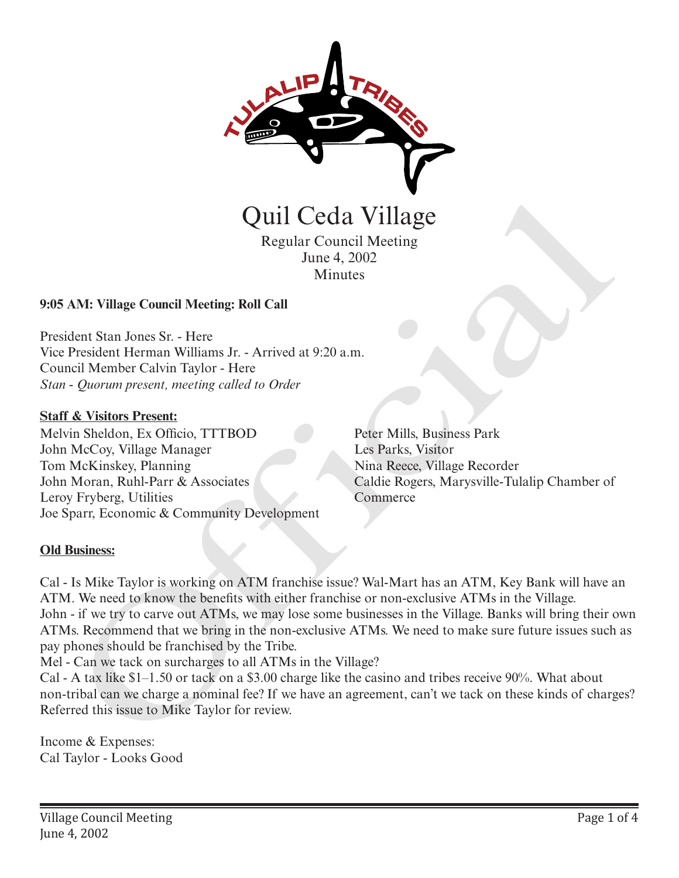# Quil Ceda Village

Regular Council Meeting
June 4, 2002
Minutes

**9:05 AM: Village Council Meeting: Roll Call**

President Stan Jones Sr. - Here
Vice President Herman Williams Jr. - Arrived at 9:20 a.m.
Council Member Calvin Taylor - Here
*Stan - Quorum present, meeting called to Order*

**Staff & Visitors Present:**

Melvin Sheldon, Ex Officio, TTTBOD
John McCoy, Village Manager
Tom McKinskey, Planning
John Moran, Ruhl-Parr & Associates
Leroy Fryberg, Utilities
Joe Sparr, Economic & Community Development
Peter Mills, Business Park
Les Parks, Visitor
Nina Reece, Village Recorder
Caldie Rogers, Marysville-Tulalip Chamber of Commerce

**Old Business:**

Cal - Is Mike Taylor is working on ATM franchise issue? Wal-Mart has an ATM, Key Bank will have an ATM. We need to know the benefits with either franchise or non-exclusive ATMs in the Village.
John - if we try to carve out ATMs, we may lose some businesses in the Village. Banks will bring their own ATMs. Recommend that we bring in the non-exclusive ATMs. We need to make sure future issues such as pay phones should be franchised by the Tribe.
Mel - Can we tack on surcharges to all ATMs in the Village?
Cal - A tax like $1–1.50 or tack on a $3.00 charge like the casino and tribes receive 90%. What about non-tribal can we charge a nominal fee? If we have an agreement, can't we tack on these kinds of charges? Referred this issue to Mike Taylor for review.

Income & Expenses:
Cal Taylor - Looks Good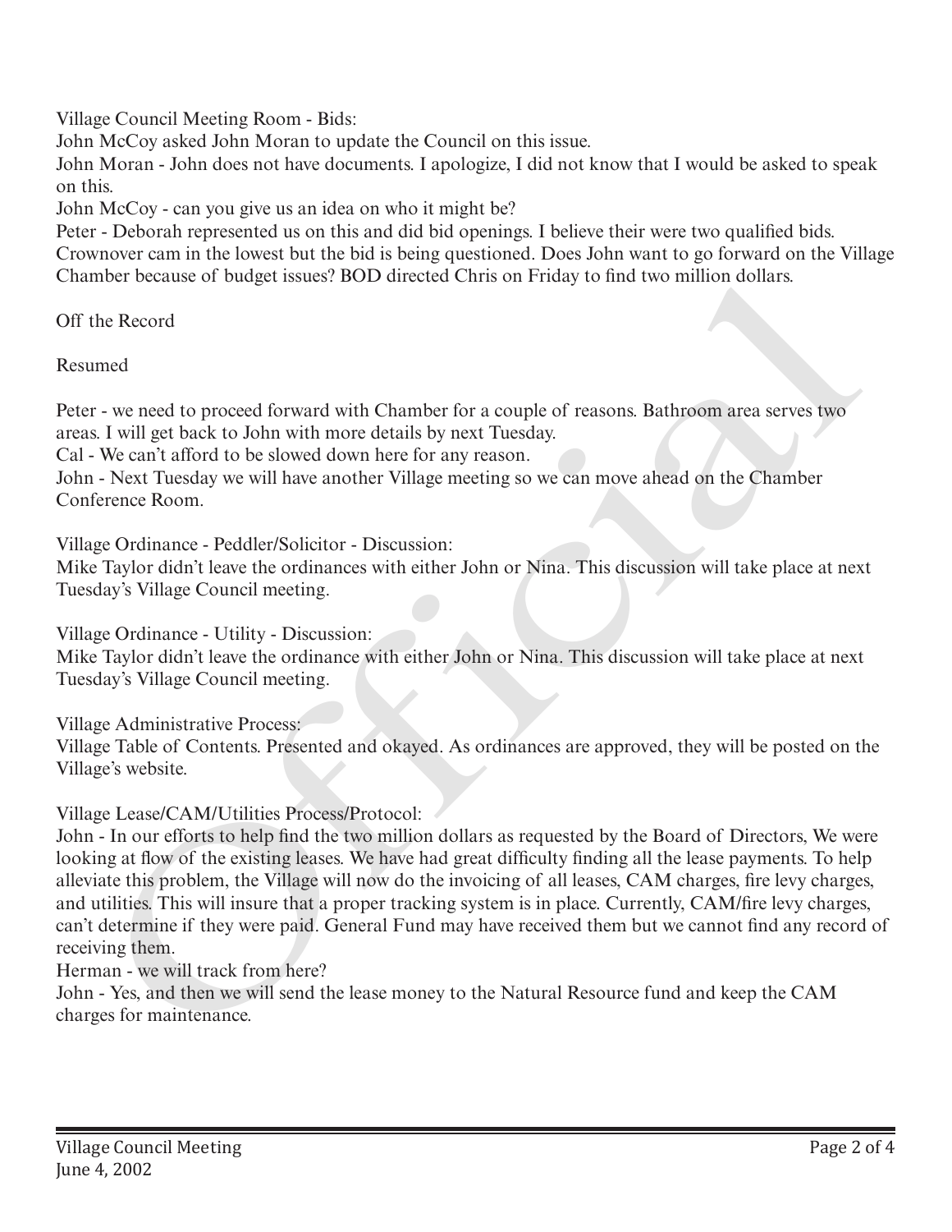Village Council Meeting Room - Bids:

John McCoy asked John Moran to update the Council on this issue.

John Moran - John does not have documents. I apologize, I did not know that I would be asked to speak on this.

John McCoy - can you give us an idea on who it might be?

Peter - Deborah represented us on this and did bid openings. I believe their were two qualified bids. Crownover cam in the lowest but the bid is being questioned. Does John want to go forward on the Village Chamber because of budget issues? BOD directed Chris on Friday to find two million dollars.

Off the Record

Resumed

Peter - we need to proceed forward with Chamber for a couple of reasons. Bathroom area serves two areas. I will get back to John with more details by next Tuesday.

Cal - We can't afford to be slowed down here for any reason.

John - Next Tuesday we will have another Village meeting so we can move ahead on the Chamber Conference Room.

Village Ordinance - Peddler/Solicitor - Discussion:

Mike Taylor didn't leave the ordinances with either John or Nina. This discussion will take place at next Tuesday's Village Council meeting.

Village Ordinance - Utility - Discussion:

Mike Taylor didn't leave the ordinance with either John or Nina. This discussion will take place at next Tuesday's Village Council meeting.

Village Administrative Process:

Village Table of Contents. Presented and okayed. As ordinances are approved, they will be posted on the Village's website.

Village Lease/CAM/Utilities Process/Protocol:

John - In our efforts to help find the two million dollars as requested by the Board of Directors, We were looking at flow of the existing leases. We have had great difficulty finding all the lease payments. To help alleviate this problem, the Village will now do the invoicing of all leases, CAM charges, fire levy charges, and utilities. This will insure that a proper tracking system is in place. Currently, CAM/fire levy charges, can't determine if they were paid. General Fund may have received them but we cannot find any record of receiving them.

Herman - we will track from here?

John - Yes, and then we will send the lease money to the Natural Resource fund and keep the CAM charges for maintenance.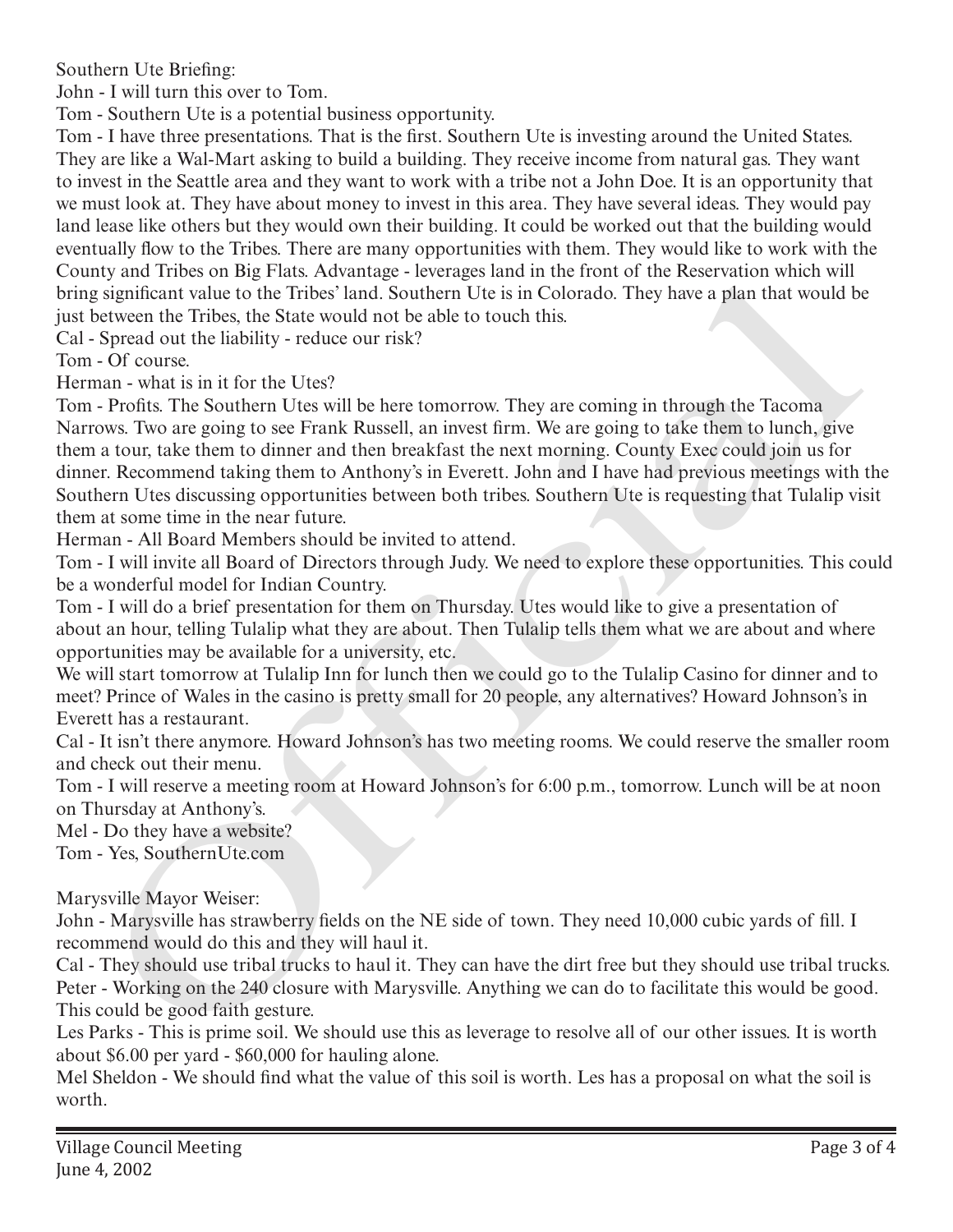Southern Ute Briefing:

John - I will turn this over to Tom.

Tom - Southern Ute is a potential business opportunity.

Tom - I have three presentations. That is the first. Southern Ute is investing around the United States. They are like a Wal-Mart asking to build a building. They receive income from natural gas. They want to invest in the Seattle area and they want to work with a tribe not a John Doe. It is an opportunity that we must look at. They have about money to invest in this area. They have several ideas. They would pay land lease like others but they would own their building. It could be worked out that the building would eventually flow to the Tribes. There are many opportunities with them. They would like to work with the County and Tribes on Big Flats. Advantage - leverages land in the front of the Reservation which will bring significant value to the Tribes' land. Southern Ute is in Colorado. They have a plan that would be just between the Tribes, the State would not be able to touch this.

Cal - Spread out the liability - reduce our risk?

Tom - Of course.

Herman - what is in it for the Utes?

Tom - Profits. The Southern Utes will be here tomorrow. They are coming in through the Tacoma Narrows. Two are going to see Frank Russell, an invest firm. We are going to take them to lunch, give them a tour, take them to dinner and then breakfast the next morning. County Exec could join us for dinner. Recommend taking them to Anthony's in Everett. John and I have had previous meetings with the Southern Utes discussing opportunities between both tribes. Southern Ute is requesting that Tulalip visit them at some time in the near future.

Herman - All Board Members should be invited to attend.

Tom - I will invite all Board of Directors through Judy. We need to explore these opportunities. This could be a wonderful model for Indian Country.

Tom - I will do a brief presentation for them on Thursday. Utes would like to give a presentation of about an hour, telling Tulalip what they are about. Then Tulalip tells them what we are about and where opportunities may be available for a university, etc.

We will start tomorrow at Tulalip Inn for lunch then we could go to the Tulalip Casino for dinner and to meet? Prince of Wales in the casino is pretty small for 20 people, any alternatives? Howard Johnson's in Everett has a restaurant.

Cal - It isn't there anymore. Howard Johnson's has two meeting rooms. We could reserve the smaller room and check out their menu.

Tom - I will reserve a meeting room at Howard Johnson's for 6:00 p.m., tomorrow. Lunch will be at noon on Thursday at Anthony's.

Mel - Do they have a website?

Tom - Yes, SouthernUte.com

Marysville Mayor Weiser:

John - Marysville has strawberry fields on the NE side of town. They need 10,000 cubic yards of fill. I recommend would do this and they will haul it.

Cal - They should use tribal trucks to haul it. They can have the dirt free but they should use tribal trucks.

Peter - Working on the 240 closure with Marysville. Anything we can do to facilitate this would be good. This could be good faith gesture.

Les Parks - This is prime soil. We should use this as leverage to resolve all of our other issues. It is worth about $6.00 per yard - $60,000 for hauling alone.

Mel Sheldon - We should find what the value of this soil is worth. Les has a proposal on what the soil is worth.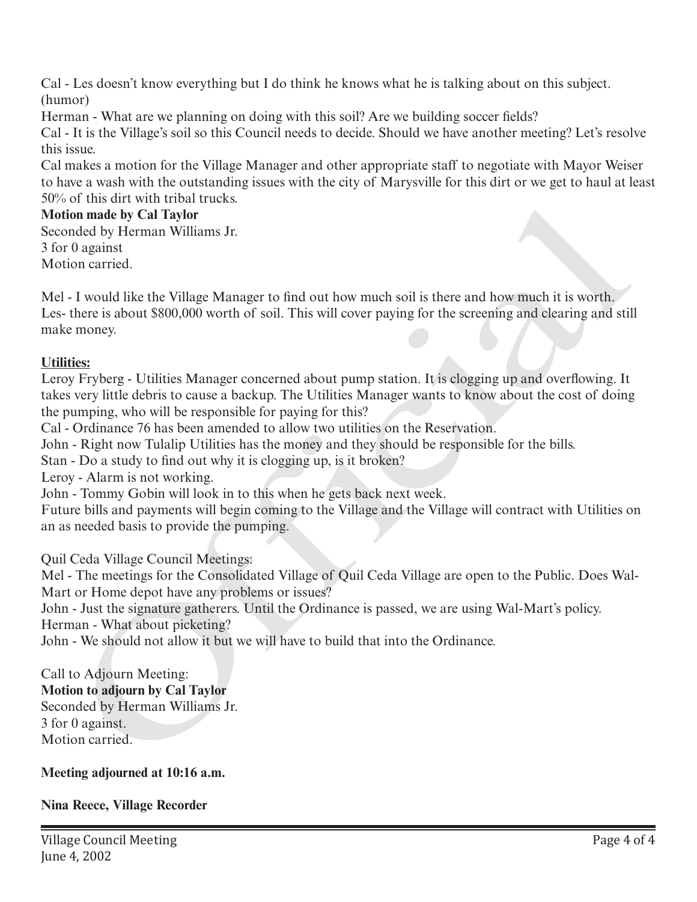Cal - Les doesn't know everything but I do think he knows what he is talking about on this subject. (humor)

Herman - What are we planning on doing with this soil? Are we building soccer fields?

Cal - It is the Village's soil so this Council needs to decide. Should we have another meeting? Let's resolve this issue.

Cal makes a motion for the Village Manager and other appropriate staff to negotiate with Mayor Weiser to have a wash with the outstanding issues with the city of Marysville for this dirt or we get to haul at least 50% of this dirt with tribal trucks.

**Motion made by Cal Taylor**
Seconded by Herman Williams Jr.
3 for 0 against
Motion carried.

Mel - I would like the Village Manager to find out how much soil is there and how much it is worth.

Les- there is about $800,000 worth of soil. This will cover paying for the screening and clearing and still make money.

**Utilities:**

Leroy Fryberg - Utilities Manager concerned about pump station. It is clogging up and overflowing. It takes very little debris to cause a backup. The Utilities Manager wants to know about the cost of doing the pumping, who will be responsible for paying for this?

Cal - Ordinance 76 has been amended to allow two utilities on the Reservation.

John - Right now Tulalip Utilities has the money and they should be responsible for the bills.

Stan - Do a study to find out why it is clogging up, is it broken?

Leroy - Alarm is not working.

John - Tommy Gobin will look in to this when he gets back next week.

Future bills and payments will begin coming to the Village and the Village will contract with Utilities on an as needed basis to provide the pumping.

Quil Ceda Village Council Meetings:

Mel - The meetings for the Consolidated Village of Quil Ceda Village are open to the Public. Does Wal-Mart or Home depot have any problems or issues?

John - Just the signature gatherers. Until the Ordinance is passed, we are using Wal-Mart's policy.

Herman - What about picketing?

John - We should not allow it but we will have to build that into the Ordinance.

Call to Adjourn Meeting:
**Motion to adjourn by Cal Taylor**
Seconded by Herman Williams Jr.
3 for 0 against.
Motion carried.

**Meeting adjourned at 10:16 a.m.**

**Nina Reece, Village Recorder**